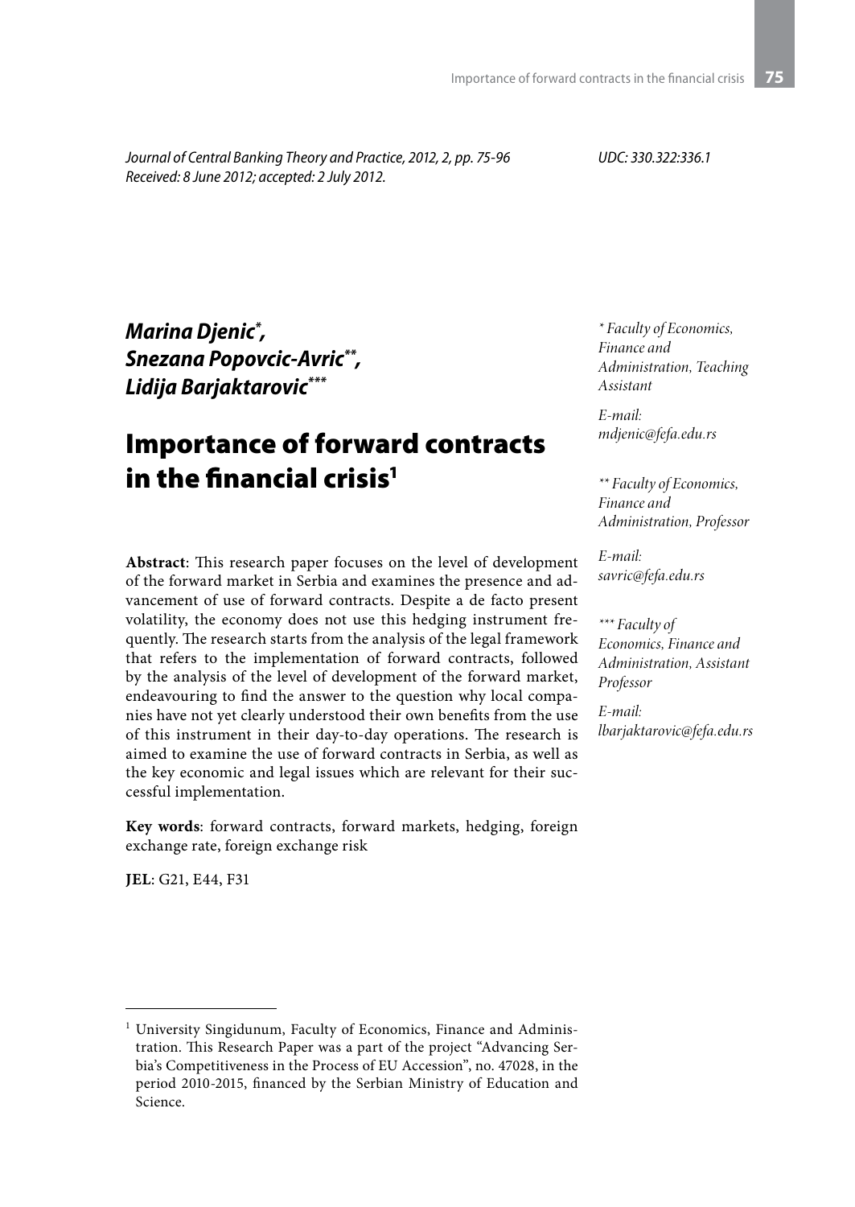*Journal of Central Banking Theory and Practice, 2012, 2, pp. 75-96*
*Received: 8 June 2012; accepted: 2 July 2012.*

*UDC: 330.322:336.1*

***Marina Djenic[*], Snezana Popovcic-Avric[**], Lidija Barjaktarovic[***]***

# Importance of forward contracts in the financial crisis[1]

*[*] Faculty of Economics, Finance and Administration, Teaching Assistant*

*E-mail: mdjenic@fefa.edu.rs*

*[**] Faculty of Economics, Finance and Administration, Professor*

*E-mail: savric@fefa.edu.rs*

*[***] Faculty of Economics, Finance and Administration, Assistant Professor*

*E-mail: lbarjaktarovic@fefa.edu.rs*

**Abstract**: This research paper focuses on the level of development of the forward market in Serbia and examines the presence and advancement of use of forward contracts. Despite a de facto present volatility, the economy does not use this hedging instrument frequently. The research starts from the analysis of the legal framework that refers to the implementation of forward contracts, followed by the analysis of the level of development of the forward market, endeavouring to find the answer to the question why local companies have not yet clearly understood their own benefits from the use of this instrument in their day-to-day operations. The research is aimed to examine the use of forward contracts in Serbia, as well as the key economic and legal issues which are relevant for their successful implementation.

**Key words**: forward contracts, forward markets, hedging, foreign exchange rate, foreign exchange risk

**JEL**: G21, E44, F31

[1] University Singidunum, Faculty of Economics, Finance and Administration. This Research Paper was a part of the project "Advancing Serbia's Competitiveness in the Process of EU Accession", no. 47028, in the period 2010-2015, financed by the Serbian Ministry of Education and Science.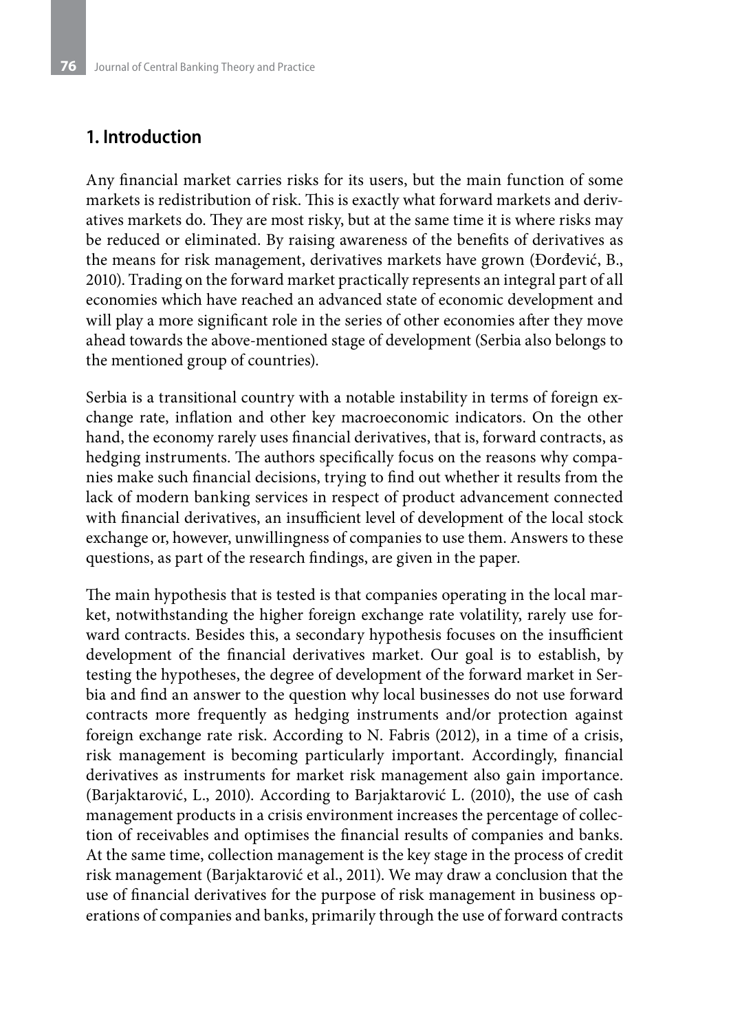## 1. Introduction

Any financial market carries risks for its users, but the main function of some markets is redistribution of risk. This is exactly what forward markets and derivatives markets do. They are most risky, but at the same time it is where risks may be reduced or eliminated. By raising awareness of the benefits of derivatives as the means for risk management, derivatives markets have grown (Đorđević, B., 2010). Trading on the forward market practically represents an integral part of all economies which have reached an advanced state of economic development and will play a more significant role in the series of other economies after they move ahead towards the above-mentioned stage of development (Serbia also belongs to the mentioned group of countries).

Serbia is a transitional country with a notable instability in terms of foreign exchange rate, inflation and other key macroeconomic indicators. On the other hand, the economy rarely uses financial derivatives, that is, forward contracts, as hedging instruments. The authors specifically focus on the reasons why companies make such financial decisions, trying to find out whether it results from the lack of modern banking services in respect of product advancement connected with financial derivatives, an insufficient level of development of the local stock exchange or, however, unwillingness of companies to use them. Answers to these questions, as part of the research findings, are given in the paper.

The main hypothesis that is tested is that companies operating in the local market, notwithstanding the higher foreign exchange rate volatility, rarely use forward contracts. Besides this, a secondary hypothesis focuses on the insufficient development of the financial derivatives market. Our goal is to establish, by testing the hypotheses, the degree of development of the forward market in Serbia and find an answer to the question why local businesses do not use forward contracts more frequently as hedging instruments and/or protection against foreign exchange rate risk. According to N. Fabris (2012), in a time of a crisis, risk management is becoming particularly important. Accordingly, financial derivatives as instruments for market risk management also gain importance. (Barjaktarović, L., 2010). According to Barjaktarović L. (2010), the use of cash management products in a crisis environment increases the percentage of collection of receivables and optimises the financial results of companies and banks. At the same time, collection management is the key stage in the process of credit risk management (Barjaktarović et al., 2011). We may draw a conclusion that the use of financial derivatives for the purpose of risk management in business operations of companies and banks, primarily through the use of forward contracts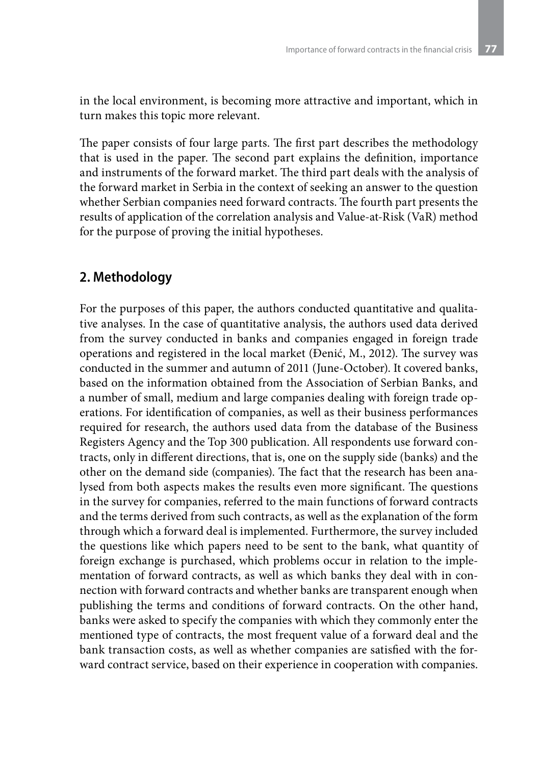in the local environment, is becoming more attractive and important, which in turn makes this topic more relevant.

The paper consists of four large parts. The first part describes the methodology that is used in the paper. The second part explains the definition, importance and instruments of the forward market. The third part deals with the analysis of the forward market in Serbia in the context of seeking an answer to the question whether Serbian companies need forward contracts. The fourth part presents the results of application of the correlation analysis and Value-at-Risk (VaR) method for the purpose of proving the initial hypotheses.

## 2. Methodology

For the purposes of this paper, the authors conducted quantitative and qualitative analyses. In the case of quantitative analysis, the authors used data derived from the survey conducted in banks and companies engaged in foreign trade operations and registered in the local market (Đenić, M., 2012). The survey was conducted in the summer and autumn of 2011 (June-October). It covered banks, based on the information obtained from the Association of Serbian Banks, and a number of small, medium and large companies dealing with foreign trade operations. For identification of companies, as well as their business performances required for research, the authors used data from the database of the Business Registers Agency and the Top 300 publication. All respondents use forward contracts, only in different directions, that is, one on the supply side (banks) and the other on the demand side (companies). The fact that the research has been analysed from both aspects makes the results even more significant. The questions in the survey for companies, referred to the main functions of forward contracts and the terms derived from such contracts, as well as the explanation of the form through which a forward deal is implemented. Furthermore, the survey included the questions like which papers need to be sent to the bank, what quantity of foreign exchange is purchased, which problems occur in relation to the implementation of forward contracts, as well as which banks they deal with in connection with forward contracts and whether banks are transparent enough when publishing the terms and conditions of forward contracts. On the other hand, banks were asked to specify the companies with which they commonly enter the mentioned type of contracts, the most frequent value of a forward deal and the bank transaction costs, as well as whether companies are satisfied with the forward contract service, based on their experience in cooperation with companies.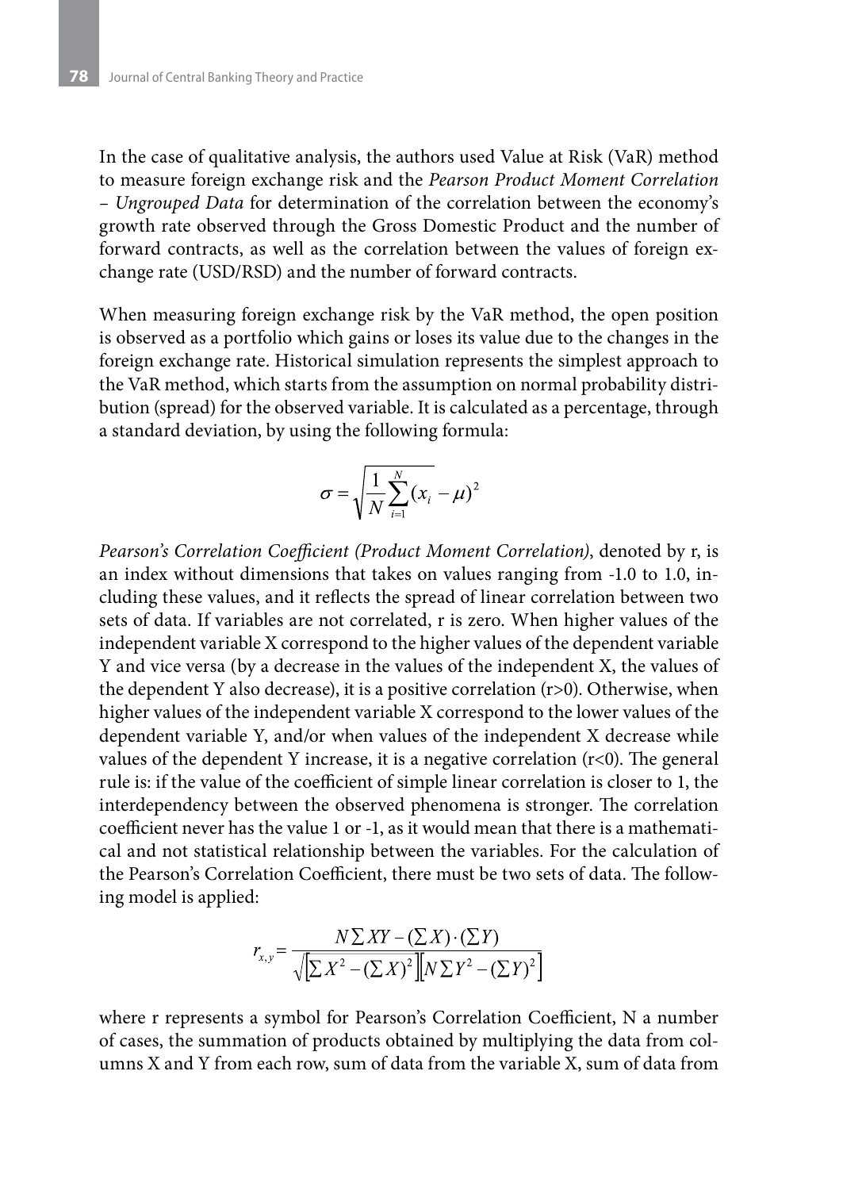In the case of qualitative analysis, the authors used Value at Risk (VaR) method to measure foreign exchange risk and the *Pearson Product Moment Correlation – Ungrouped Data* for determination of the correlation between the economy's growth rate observed through the Gross Domestic Product and the number of forward contracts, as well as the correlation between the values of foreign exchange rate (USD/RSD) and the number of forward contracts.

When measuring foreign exchange risk by the VaR method, the open position is observed as a portfolio which gains or loses its value due to the changes in the foreign exchange rate. Historical simulation represents the simplest approach to the VaR method, which starts from the assumption on normal probability distribution (spread) for the observed variable. It is calculated as a percentage, through a standard deviation, by using the following formula:

$$\sigma = \sqrt{\frac{1}{N}\sum_{i=1}^{N}(x_i - \mu)^2}$$

*Pearson's Correlation Coefficient (Product Moment Correlation)*, denoted by r, is an index without dimensions that takes on values ranging from -1.0 to 1.0, including these values, and it reflects the spread of linear correlation between two sets of data. If variables are not correlated, r is zero. When higher values of the independent variable X correspond to the higher values of the dependent variable Y and vice versa (by a decrease in the values of the independent X, the values of the dependent Y also decrease), it is a positive correlation ($r>0$). Otherwise, when higher values of the independent variable X correspond to the lower values of the dependent variable Y, and/or when values of the independent X decrease while values of the dependent Y increase, it is a negative correlation ($r<0$). The general rule is: if the value of the coefficient of simple linear correlation is closer to 1, the interdependency between the observed phenomena is stronger. The correlation coefficient never has the value 1 or -1, as it would mean that there is a mathematical and not statistical relationship between the variables. For the calculation of the Pearson's Correlation Coefficient, there must be two sets of data. The following model is applied:

$$r_{x,y} = \frac{N\sum XY - (\sum X)\cdot(\sum Y)}{\sqrt{\left[\sum X^2 - (\sum X)^2\right]\left[N\sum Y^2 - (\sum Y)^2\right]}}$$

where r represents a symbol for Pearson's Correlation Coefficient, N a number of cases, the summation of products obtained by multiplying the data from columns X and Y from each row, sum of data from the variable X, sum of data from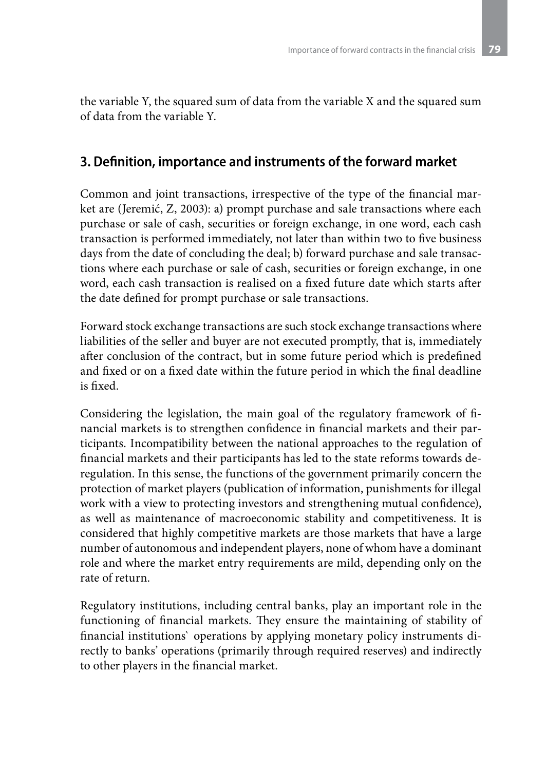the variable Y, the squared sum of data from the variable X and the squared sum of data from the variable Y.

## 3. Definition, importance and instruments of the forward market

Common and joint transactions, irrespective of the type of the financial market are (Jeremić, Z, 2003): a) prompt purchase and sale transactions where each purchase or sale of cash, securities or foreign exchange, in one word, each cash transaction is performed immediately, not later than within two to five business days from the date of concluding the deal; b) forward purchase and sale transactions where each purchase or sale of cash, securities or foreign exchange, in one word, each cash transaction is realised on a fixed future date which starts after the date defined for prompt purchase or sale transactions.

Forward stock exchange transactions are such stock exchange transactions where liabilities of the seller and buyer are not executed promptly, that is, immediately after conclusion of the contract, but in some future period which is predefined and fixed or on a fixed date within the future period in which the final deadline is fixed.

Considering the legislation, the main goal of the regulatory framework of financial markets is to strengthen confidence in financial markets and their participants. Incompatibility between the national approaches to the regulation of financial markets and their participants has led to the state reforms towards deregulation. In this sense, the functions of the government primarily concern the protection of market players (publication of information, punishments for illegal work with a view to protecting investors and strengthening mutual confidence), as well as maintenance of macroeconomic stability and competitiveness. It is considered that highly competitive markets are those markets that have a large number of autonomous and independent players, none of whom have a dominant role and where the market entry requirements are mild, depending only on the rate of return.

Regulatory institutions, including central banks, play an important role in the functioning of financial markets. They ensure the maintaining of stability of financial institutions` operations by applying monetary policy instruments directly to banks' operations (primarily through required reserves) and indirectly to other players in the financial market.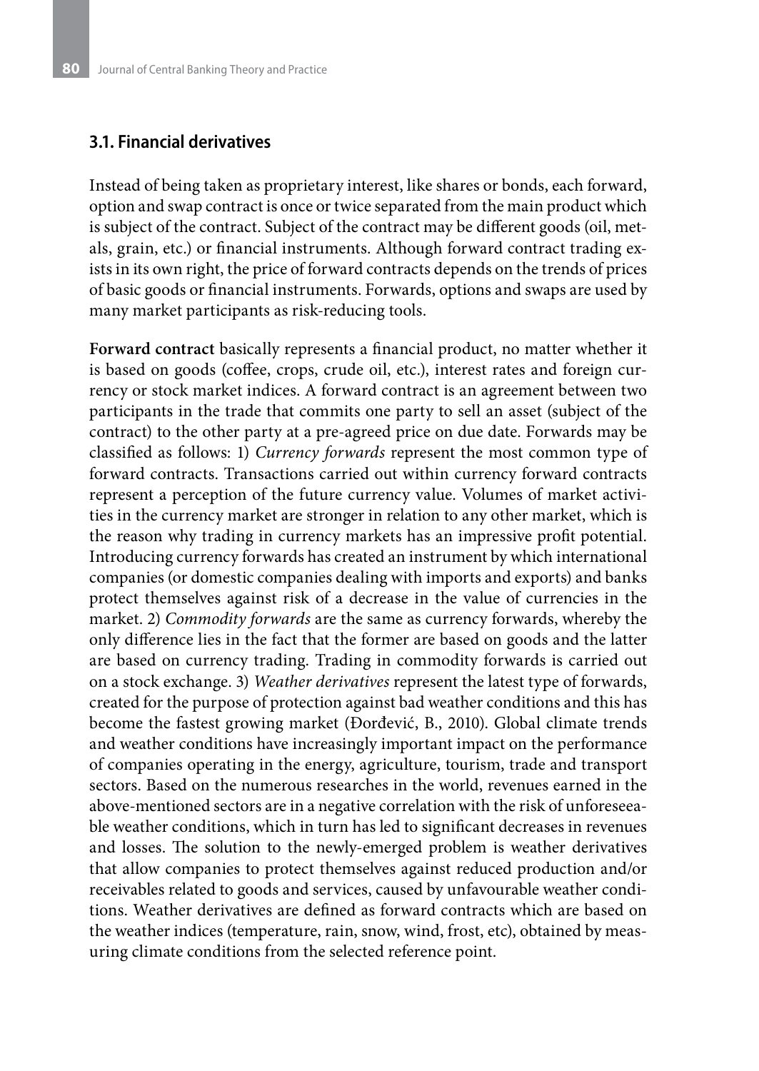### 3.1. Financial derivatives

Instead of being taken as proprietary interest, like shares or bonds, each forward, option and swap contract is once or twice separated from the main product which is subject of the contract. Subject of the contract may be different goods (oil, metals, grain, etc.) or financial instruments. Although forward contract trading exists in its own right, the price of forward contracts depends on the trends of prices of basic goods or financial instruments. Forwards, options and swaps are used by many market participants as risk-reducing tools.

**Forward contract** basically represents a financial product, no matter whether it is based on goods (coffee, crops, crude oil, etc.), interest rates and foreign currency or stock market indices. A forward contract is an agreement between two participants in the trade that commits one party to sell an asset (subject of the contract) to the other party at a pre-agreed price on due date. Forwards may be classified as follows: 1) *Currency forwards* represent the most common type of forward contracts. Transactions carried out within currency forward contracts represent a perception of the future currency value. Volumes of market activities in the currency market are stronger in relation to any other market, which is the reason why trading in currency markets has an impressive profit potential. Introducing currency forwards has created an instrument by which international companies (or domestic companies dealing with imports and exports) and banks protect themselves against risk of a decrease in the value of currencies in the market. 2) *Commodity forwards* are the same as currency forwards, whereby the only difference lies in the fact that the former are based on goods and the latter are based on currency trading. Trading in commodity forwards is carried out on a stock exchange. 3) *Weather derivatives* represent the latest type of forwards, created for the purpose of protection against bad weather conditions and this has become the fastest growing market (Đorđević, B., 2010). Global climate trends and weather conditions have increasingly important impact on the performance of companies operating in the energy, agriculture, tourism, trade and transport sectors. Based on the numerous researches in the world, revenues earned in the above-mentioned sectors are in a negative correlation with the risk of unforeseeable weather conditions, which in turn has led to significant decreases in revenues and losses. The solution to the newly-emerged problem is weather derivatives that allow companies to protect themselves against reduced production and/or receivables related to goods and services, caused by unfavourable weather conditions. Weather derivatives are defined as forward contracts which are based on the weather indices (temperature, rain, snow, wind, frost, etc), obtained by measuring climate conditions from the selected reference point.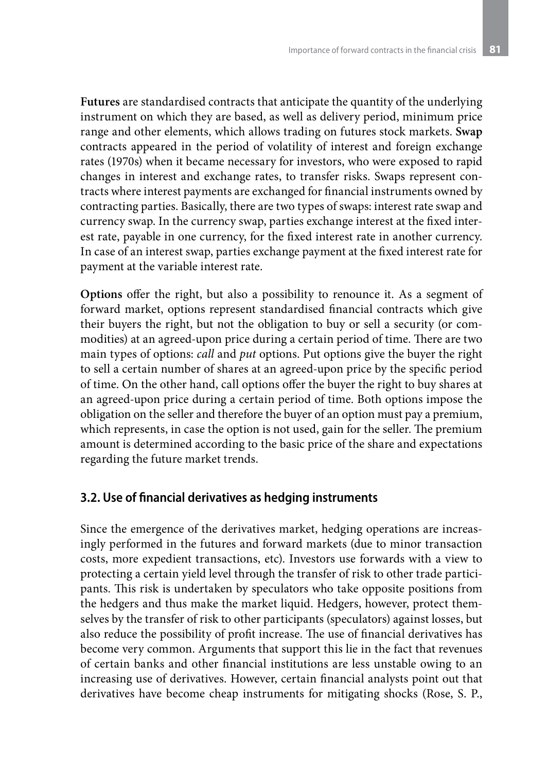**Futures** are standardised contracts that anticipate the quantity of the underlying instrument on which they are based, as well as delivery period, minimum price range and other elements, which allows trading on futures stock markets. **Swap** contracts appeared in the period of volatility of interest and foreign exchange rates (1970s) when it became necessary for investors, who were exposed to rapid changes in interest and exchange rates, to transfer risks. Swaps represent contracts where interest payments are exchanged for financial instruments owned by contracting parties. Basically, there are two types of swaps: interest rate swap and currency swap. In the currency swap, parties exchange interest at the fixed interest rate, payable in one currency, for the fixed interest rate in another currency. In case of an interest swap, parties exchange payment at the fixed interest rate for payment at the variable interest rate.

**Options** offer the right, but also a possibility to renounce it. As a segment of forward market, options represent standardised financial contracts which give their buyers the right, but not the obligation to buy or sell a security (or commodities) at an agreed-upon price during a certain period of time. There are two main types of options: *call* and *put* options. Put options give the buyer the right to sell a certain number of shares at an agreed-upon price by the specific period of time. On the other hand, call options offer the buyer the right to buy shares at an agreed-upon price during a certain period of time. Both options impose the obligation on the seller and therefore the buyer of an option must pay a premium, which represents, in case the option is not used, gain for the seller. The premium amount is determined according to the basic price of the share and expectations regarding the future market trends.

### 3.2. Use of financial derivatives as hedging instruments

Since the emergence of the derivatives market, hedging operations are increasingly performed in the futures and forward markets (due to minor transaction costs, more expedient transactions, etc). Investors use forwards with a view to protecting a certain yield level through the transfer of risk to other trade participants. This risk is undertaken by speculators who take opposite positions from the hedgers and thus make the market liquid. Hedgers, however, protect themselves by the transfer of risk to other participants (speculators) against losses, but also reduce the possibility of profit increase. The use of financial derivatives has become very common. Arguments that support this lie in the fact that revenues of certain banks and other financial institutions are less unstable owing to an increasing use of derivatives. However, certain financial analysts point out that derivatives have become cheap instruments for mitigating shocks (Rose, S. P.,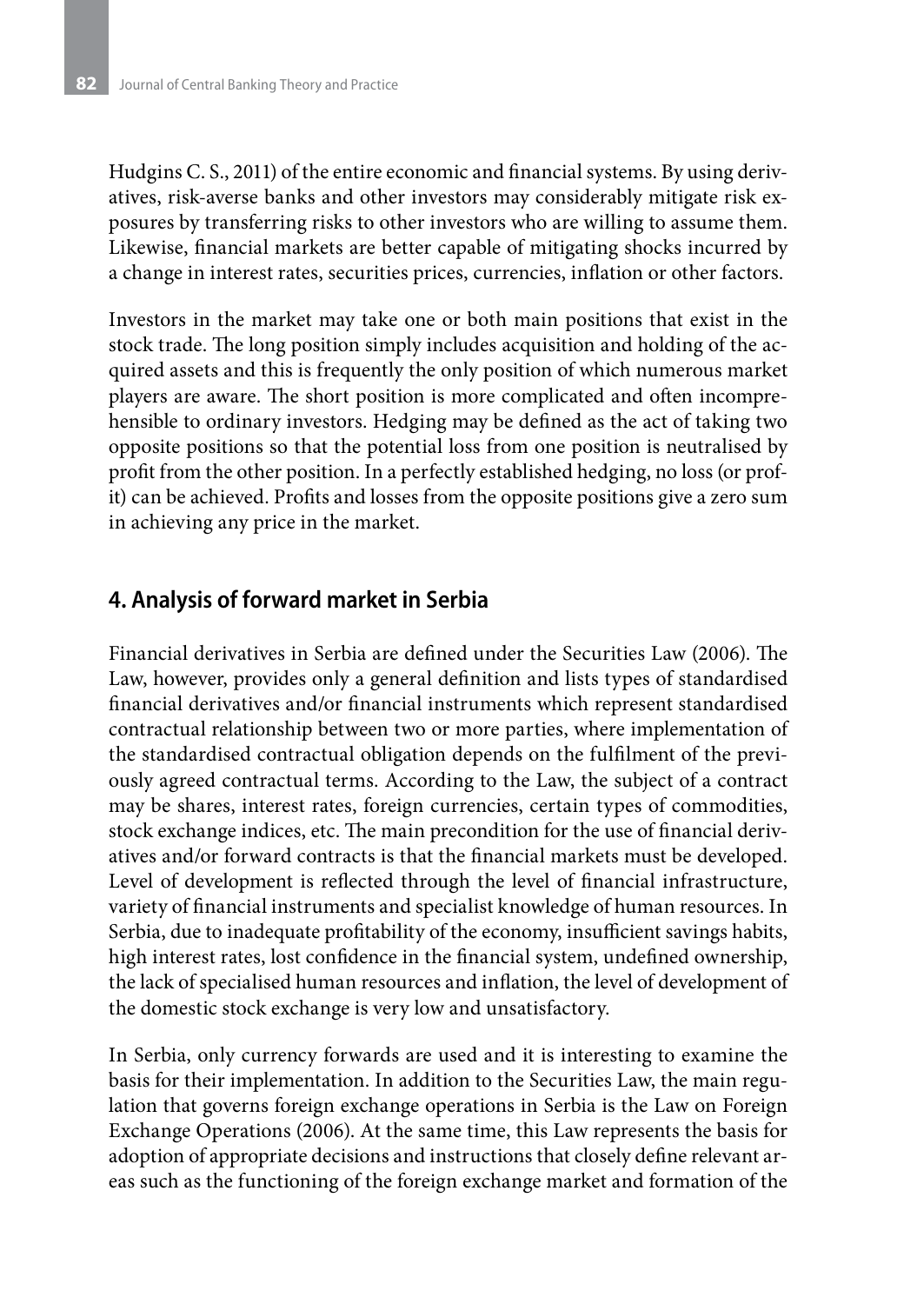Hudgins C. S., 2011) of the entire economic and financial systems. By using derivatives, risk-averse banks and other investors may considerably mitigate risk exposures by transferring risks to other investors who are willing to assume them. Likewise, financial markets are better capable of mitigating shocks incurred by a change in interest rates, securities prices, currencies, inflation or other factors.

Investors in the market may take one or both main positions that exist in the stock trade. The long position simply includes acquisition and holding of the acquired assets and this is frequently the only position of which numerous market players are aware. The short position is more complicated and often incomprehensible to ordinary investors. Hedging may be defined as the act of taking two opposite positions so that the potential loss from one position is neutralised by profit from the other position. In a perfectly established hedging, no loss (or profit) can be achieved. Profits and losses from the opposite positions give a zero sum in achieving any price in the market.

## 4. Analysis of forward market in Serbia

Financial derivatives in Serbia are defined under the Securities Law (2006). The Law, however, provides only a general definition and lists types of standardised financial derivatives and/or financial instruments which represent standardised contractual relationship between two or more parties, where implementation of the standardised contractual obligation depends on the fulfilment of the previously agreed contractual terms. According to the Law, the subject of a contract may be shares, interest rates, foreign currencies, certain types of commodities, stock exchange indices, etc. The main precondition for the use of financial derivatives and/or forward contracts is that the financial markets must be developed. Level of development is reflected through the level of financial infrastructure, variety of financial instruments and specialist knowledge of human resources. In Serbia, due to inadequate profitability of the economy, insufficient savings habits, high interest rates, lost confidence in the financial system, undefined ownership, the lack of specialised human resources and inflation, the level of development of the domestic stock exchange is very low and unsatisfactory.

In Serbia, only currency forwards are used and it is interesting to examine the basis for their implementation. In addition to the Securities Law, the main regulation that governs foreign exchange operations in Serbia is the Law on Foreign Exchange Operations (2006). At the same time, this Law represents the basis for adoption of appropriate decisions and instructions that closely define relevant areas such as the functioning of the foreign exchange market and formation of the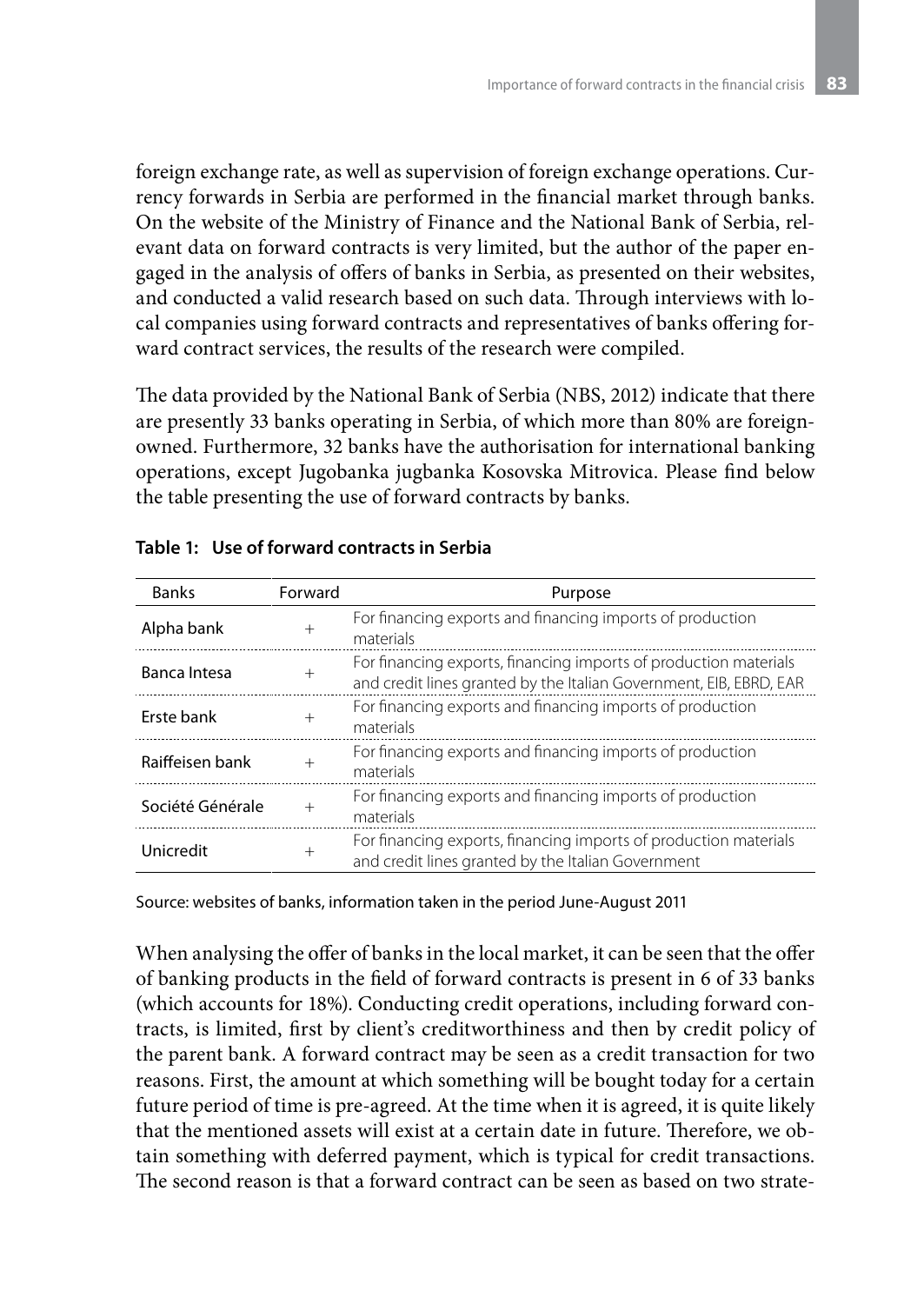foreign exchange rate, as well as supervision of foreign exchange operations. Currency forwards in Serbia are performed in the financial market through banks. On the website of the Ministry of Finance and the National Bank of Serbia, relevant data on forward contracts is very limited, but the author of the paper engaged in the analysis of offers of banks in Serbia, as presented on their websites, and conducted a valid research based on such data. Through interviews with local companies using forward contracts and representatives of banks offering forward contract services, the results of the research were compiled.

The data provided by the National Bank of Serbia (NBS, 2012) indicate that there are presently 33 banks operating in Serbia, of which more than 80% are foreign-owned. Furthermore, 32 banks have the authorisation for international banking operations, except Jugobanka jugbanka Kosovska Mitrovica. Please find below the table presenting the use of forward contracts by banks.

**Table 1: Use of forward contracts in Serbia**

| Banks | Forward | Purpose |
|---|---|---|
| Alpha bank | + | For financing exports and financing imports of production materials |
| Banca Intesa | + | For financing exports, financing imports of production materials and credit lines granted by the Italian Government, EIB, EBRD, EAR |
| Erste bank | + | For financing exports and financing imports of production materials |
| Raiffeisen bank | + | For financing exports and financing imports of production materials |
| Société Générale | + | For financing exports and financing imports of production materials |
| Unicredit | + | For financing exports, financing imports of production materials and credit lines granted by the Italian Government |

Source: websites of banks, information taken in the period June-August 2011

When analysing the offer of banks in the local market, it can be seen that the offer of banking products in the field of forward contracts is present in 6 of 33 banks (which accounts for 18%). Conducting credit operations, including forward contracts, is limited, first by client's creditworthiness and then by credit policy of the parent bank. A forward contract may be seen as a credit transaction for two reasons. First, the amount at which something will be bought today for a certain future period of time is pre-agreed. At the time when it is agreed, it is quite likely that the mentioned assets will exist at a certain date in future. Therefore, we obtain something with deferred payment, which is typical for credit transactions. The second reason is that a forward contract can be seen as based on two strate-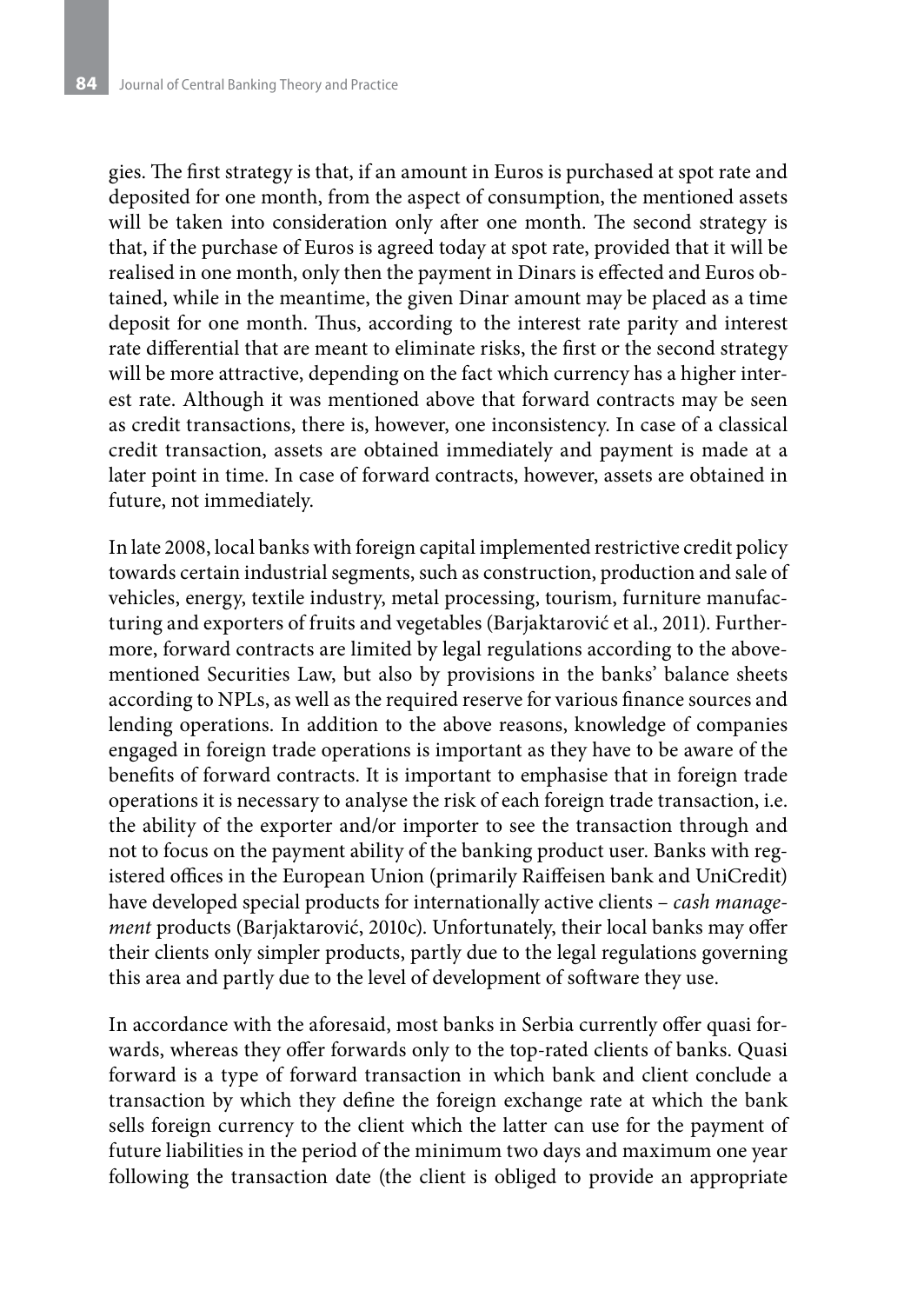gies. The first strategy is that, if an amount in Euros is purchased at spot rate and deposited for one month, from the aspect of consumption, the mentioned assets will be taken into consideration only after one month. The second strategy is that, if the purchase of Euros is agreed today at spot rate, provided that it will be realised in one month, only then the payment in Dinars is effected and Euros obtained, while in the meantime, the given Dinar amount may be placed as a time deposit for one month. Thus, according to the interest rate parity and interest rate differential that are meant to eliminate risks, the first or the second strategy will be more attractive, depending on the fact which currency has a higher interest rate. Although it was mentioned above that forward contracts may be seen as credit transactions, there is, however, one inconsistency. In case of a classical credit transaction, assets are obtained immediately and payment is made at a later point in time. In case of forward contracts, however, assets are obtained in future, not immediately.

In late 2008, local banks with foreign capital implemented restrictive credit policy towards certain industrial segments, such as construction, production and sale of vehicles, energy, textile industry, metal processing, tourism, furniture manufacturing and exporters of fruits and vegetables (Barjaktarović et al., 2011). Furthermore, forward contracts are limited by legal regulations according to the above-mentioned Securities Law, but also by provisions in the banks' balance sheets according to NPLs, as well as the required reserve for various finance sources and lending operations. In addition to the above reasons, knowledge of companies engaged in foreign trade operations is important as they have to be aware of the benefits of forward contracts. It is important to emphasise that in foreign trade operations it is necessary to analyse the risk of each foreign trade transaction, i.e. the ability of the exporter and/or importer to see the transaction through and not to focus on the payment ability of the banking product user. Banks with registered offices in the European Union (primarily Raiffeisen bank and UniCredit) have developed special products for internationally active clients – *cash management* products (Barjaktarović, 2010c). Unfortunately, their local banks may offer their clients only simpler products, partly due to the legal regulations governing this area and partly due to the level of development of software they use.

In accordance with the aforesaid, most banks in Serbia currently offer quasi forwards, whereas they offer forwards only to the top-rated clients of banks. Quasi forward is a type of forward transaction in which bank and client conclude a transaction by which they define the foreign exchange rate at which the bank sells foreign currency to the client which the latter can use for the payment of future liabilities in the period of the minimum two days and maximum one year following the transaction date (the client is obliged to provide an appropriate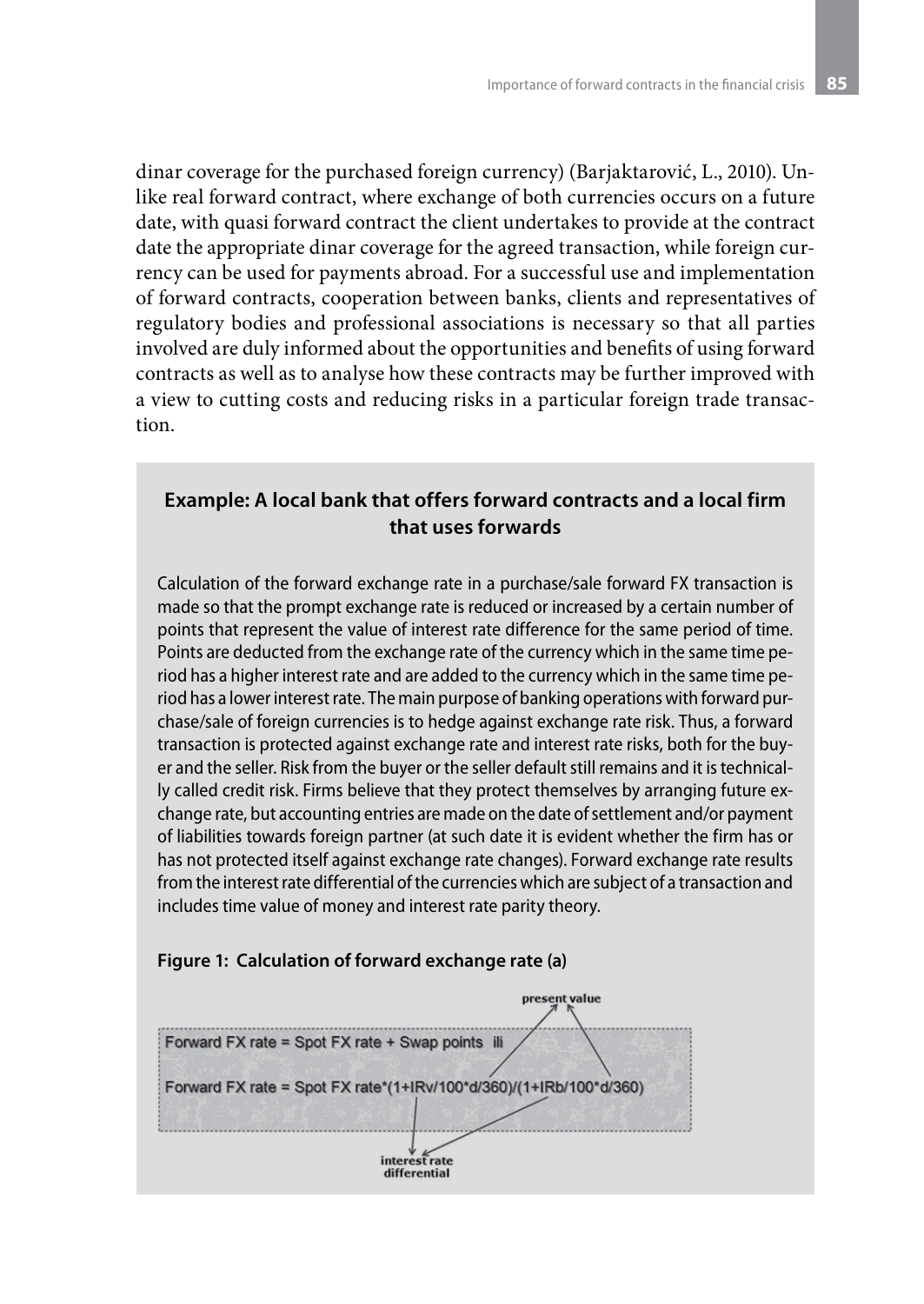dinar coverage for the purchased foreign currency) (Barjaktarović, L., 2010). Unlike real forward contract, where exchange of both currencies occurs on a future date, with quasi forward contract the client undertakes to provide at the contract date the appropriate dinar coverage for the agreed transaction, while foreign currency can be used for payments abroad. For a successful use and implementation of forward contracts, cooperation between banks, clients and representatives of regulatory bodies and professional associations is necessary so that all parties involved are duly informed about the opportunities and benefits of using forward contracts as well as to analyse how these contracts may be further improved with a view to cutting costs and reducing risks in a particular foreign trade transaction.

### Example: A local bank that offers forward contracts and a local firm that uses forwards

Calculation of the forward exchange rate in a purchase/sale forward FX transaction is made so that the prompt exchange rate is reduced or increased by a certain number of points that represent the value of interest rate difference for the same period of time. Points are deducted from the exchange rate of the currency which in the same time period has a higher interest rate and are added to the currency which in the same time period has a lower interest rate. The main purpose of banking operations with forward purchase/sale of foreign currencies is to hedge against exchange rate risk. Thus, a forward transaction is protected against exchange rate and interest rate risks, both for the buyer and the seller. Risk from the buyer or the seller default still remains and it is technically called credit risk. Firms believe that they protect themselves by arranging future exchange rate, but accounting entries are made on the date of settlement and/or payment of liabilities towards foreign partner (at such date it is evident whether the firm has or has not protected itself against exchange rate changes). Forward exchange rate results from the interest rate differential of the currencies which are subject of a transaction and includes time value of money and interest rate parity theory.

**Figure 1: Calculation of forward exchange rate (a)**

present value

Forward FX rate = Spot FX rate + Swap points ili

Forward FX rate = Spot FX rate*(1+IRv/100*d/360)/(1+IRb/100*d/360)

interest rate differential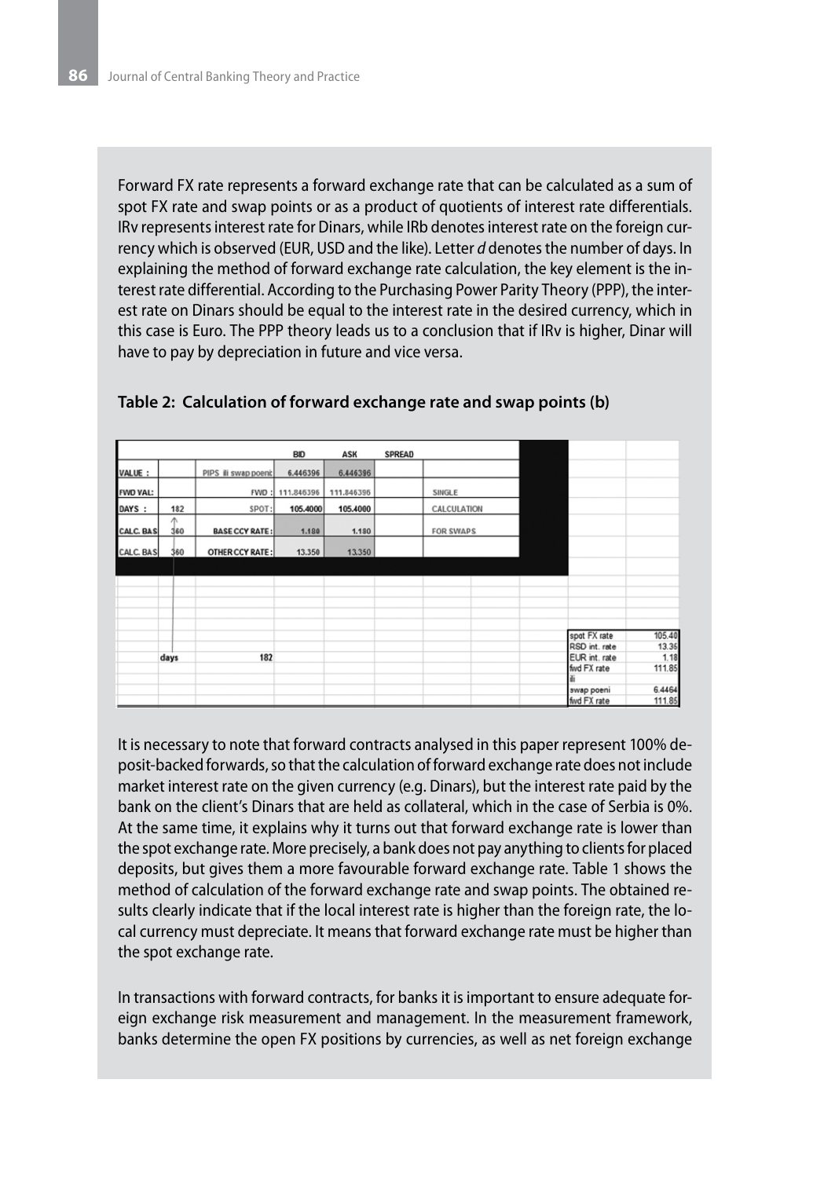Forward FX rate represents a forward exchange rate that can be calculated as a sum of spot FX rate and swap points or as a product of quotients of interest rate differentials. IRv represents interest rate for Dinars, while IRb denotes interest rate on the foreign currency which is observed (EUR, USD and the like). Letter *d* denotes the number of days. In explaining the method of forward exchange rate calculation, the key element is the interest rate differential. According to the Purchasing Power Parity Theory (PPP), the interest rate on Dinars should be equal to the interest rate in the desired currency, which in this case is Euro. The PPP theory leads us to a conclusion that if IRv is higher, Dinar will have to pay by depreciation in future and vice versa.

**Table 2: Calculation of forward exchange rate and swap points (b)**

| | | | BID | ASK | SPREAD | |
|---|---|---|---|---|---|---|
| VALUE : | | PIPS ili swap poeni | 6.446396 | 6.446396 | | |
| FWD VAL: | | FWD : | 111.846396 | 111.846396 | | SINGLE |
| DAYS : | 182 | SPOT : | 105.4000 | 105.4000 | | CALCULATION |
| CALC. BAS | 360 | BASE CCY RATE : | 1.180 | 1.180 | | FOR SWAPS |
| CALC. BAS | 360 | OTHER CCY RATE : | 13.350 | 13.350 | | |
| | days | 182 | | | | |

| | |
|---|---|
| spot FX rate | 105.40 |
| RSD int. rate | 13.35 |
| EUR int. rate | 1.18 |
| fwd FX rate | 111.85 |
| ili | |
| swap poeni | 6.4464 |
| fwd FX rate | 111.85 |

It is necessary to note that forward contracts analysed in this paper represent 100% deposit-backed forwards, so that the calculation of forward exchange rate does not include market interest rate on the given currency (e.g. Dinars), but the interest rate paid by the bank on the client's Dinars that are held as collateral, which in the case of Serbia is 0%. At the same time, it explains why it turns out that forward exchange rate is lower than the spot exchange rate. More precisely, a bank does not pay anything to clients for placed deposits, but gives them a more favourable forward exchange rate. Table 1 shows the method of calculation of the forward exchange rate and swap points. The obtained results clearly indicate that if the local interest rate is higher than the foreign rate, the local currency must depreciate. It means that forward exchange rate must be higher than the spot exchange rate.

In transactions with forward contracts, for banks it is important to ensure adequate foreign exchange risk measurement and management. In the measurement framework, banks determine the open FX positions by currencies, as well as net foreign exchange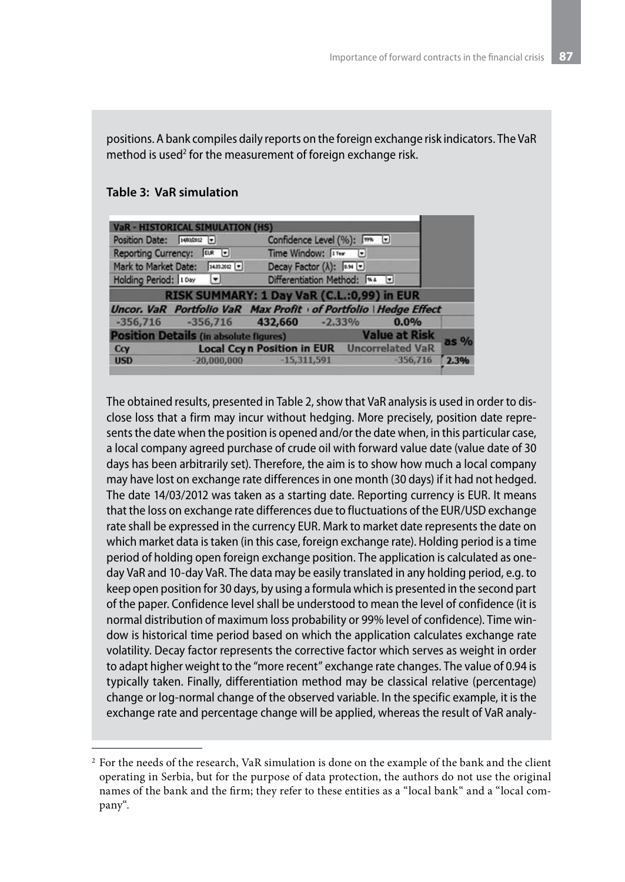positions. A bank compiles daily reports on the foreign exchange risk indicators. The VaR method is used[2] for the measurement of foreign exchange risk.

**Table 3: VaR simulation**

| VaR - HISTORICAL SIMULATION (HS) | | | | | |
|---|---|---|---|---|---|
| Position Date: 14/03/2012 | | Confidence Level (%): 99% | | | |
| Reporting Currency: EUR | | Time Window: 1 Year | | | |
| Mark to Market Date: 14.03.2012 | | Decay Factor (λ): 0.94 | | | |
| Holding Period: 1 Day | | Differentiation Method: % Δ | | | |
| **RISK SUMMARY: 1 Day VaR (C.L.:0,99) in EUR** | | | | | |
| *Uncor. VaR* | *Portfolio VaR* | *Max Profit* | *of Portfolio* | *Hedge Effect* | |
| -356,716 | -356,716 | 432,660 | -2.33% | 0.0% | |
| **Position Details** (in absolute figures) | | | **Value at Risk** | | **as %** |
| Ccy | Local Ccy | n Position in EUR | Uncorrelated VaR | | |
| USD | -20,000,000 | -15,311,591 | -356,716 | | 2.3% |

The obtained results, presented in Table 2, show that VaR analysis is used in order to disclose loss that a firm may incur without hedging. More precisely, position date represents the date when the position is opened and/or the date when, in this particular case, a local company agreed purchase of crude oil with forward value date (value date of 30 days has been arbitrarily set). Therefore, the aim is to show how much a local company may have lost on exchange rate differences in one month (30 days) if it had not hedged. The date 14/03/2012 was taken as a starting date. Reporting currency is EUR. It means that the loss on exchange rate differences due to fluctuations of the EUR/USD exchange rate shall be expressed in the currency EUR. Mark to market date represents the date on which market data is taken (in this case, foreign exchange rate). Holding period is a time period of holding open foreign exchange position. The application is calculated as one-day VaR and 10-day VaR. The data may be easily translated in any holding period, e.g. to keep open position for 30 days, by using a formula which is presented in the second part of the paper. Confidence level shall be understood to mean the level of confidence (it is normal distribution of maximum loss probability or 99% level of confidence). Time window is historical time period based on which the application calculates exchange rate volatility. Decay factor represents the corrective factor which serves as weight in order to adapt higher weight to the "more recent" exchange rate changes. The value of 0.94 is typically taken. Finally, differentiation method may be classical relative (percentage) change or log-normal change of the observed variable. In the specific example, it is the exchange rate and percentage change will be applied, whereas the result of VaR analy-

[2] For the needs of the research, VaR simulation is done on the example of the bank and the client operating in Serbia, but for the purpose of data protection, the authors do not use the original names of the bank and the firm; they refer to these entities as a "local bank" and a "local company".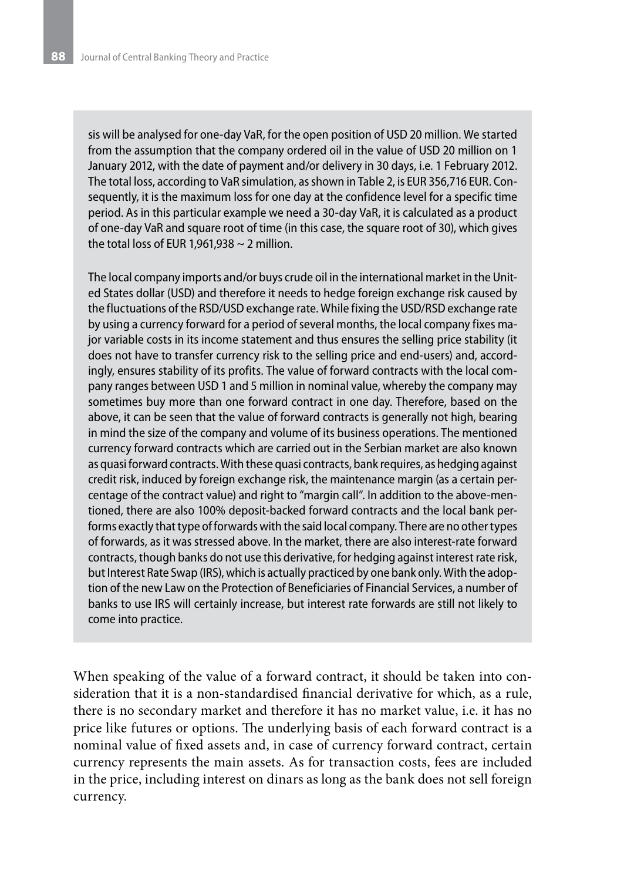sis will be analysed for one-day VaR, for the open position of USD 20 million. We started from the assumption that the company ordered oil in the value of USD 20 million on 1 January 2012, with the date of payment and/or delivery in 30 days, i.e. 1 February 2012. The total loss, according to VaR simulation, as shown in Table 2, is EUR 356,716 EUR. Consequently, it is the maximum loss for one day at the confidence level for a specific time period. As in this particular example we need a 30-day VaR, it is calculated as a product of one-day VaR and square root of time (in this case, the square root of 30), which gives the total loss of EUR 1,961,938 ~ 2 million.

The local company imports and/or buys crude oil in the international market in the United States dollar (USD) and therefore it needs to hedge foreign exchange risk caused by the fluctuations of the RSD/USD exchange rate. While fixing the USD/RSD exchange rate by using a currency forward for a period of several months, the local company fixes major variable costs in its income statement and thus ensures the selling price stability (it does not have to transfer currency risk to the selling price and end-users) and, accordingly, ensures stability of its profits. The value of forward contracts with the local company ranges between USD 1 and 5 million in nominal value, whereby the company may sometimes buy more than one forward contract in one day. Therefore, based on the above, it can be seen that the value of forward contracts is generally not high, bearing in mind the size of the company and volume of its business operations. The mentioned currency forward contracts which are carried out in the Serbian market are also known as quasi forward contracts. With these quasi contracts, bank requires, as hedging against credit risk, induced by foreign exchange risk, the maintenance margin (as a certain percentage of the contract value) and right to "margin call". In addition to the above-mentioned, there are also 100% deposit-backed forward contracts and the local bank performs exactly that type of forwards with the said local company. There are no other types of forwards, as it was stressed above. In the market, there are also interest-rate forward contracts, though banks do not use this derivative, for hedging against interest rate risk, but Interest Rate Swap (IRS), which is actually practiced by one bank only. With the adoption of the new Law on the Protection of Beneficiaries of Financial Services, a number of banks to use IRS will certainly increase, but interest rate forwards are still not likely to come into practice.

When speaking of the value of a forward contract, it should be taken into consideration that it is a non-standardised financial derivative for which, as a rule, there is no secondary market and therefore it has no market value, i.e. it has no price like futures or options. The underlying basis of each forward contract is a nominal value of fixed assets and, in case of currency forward contract, certain currency represents the main assets. As for transaction costs, fees are included in the price, including interest on dinars as long as the bank does not sell foreign currency.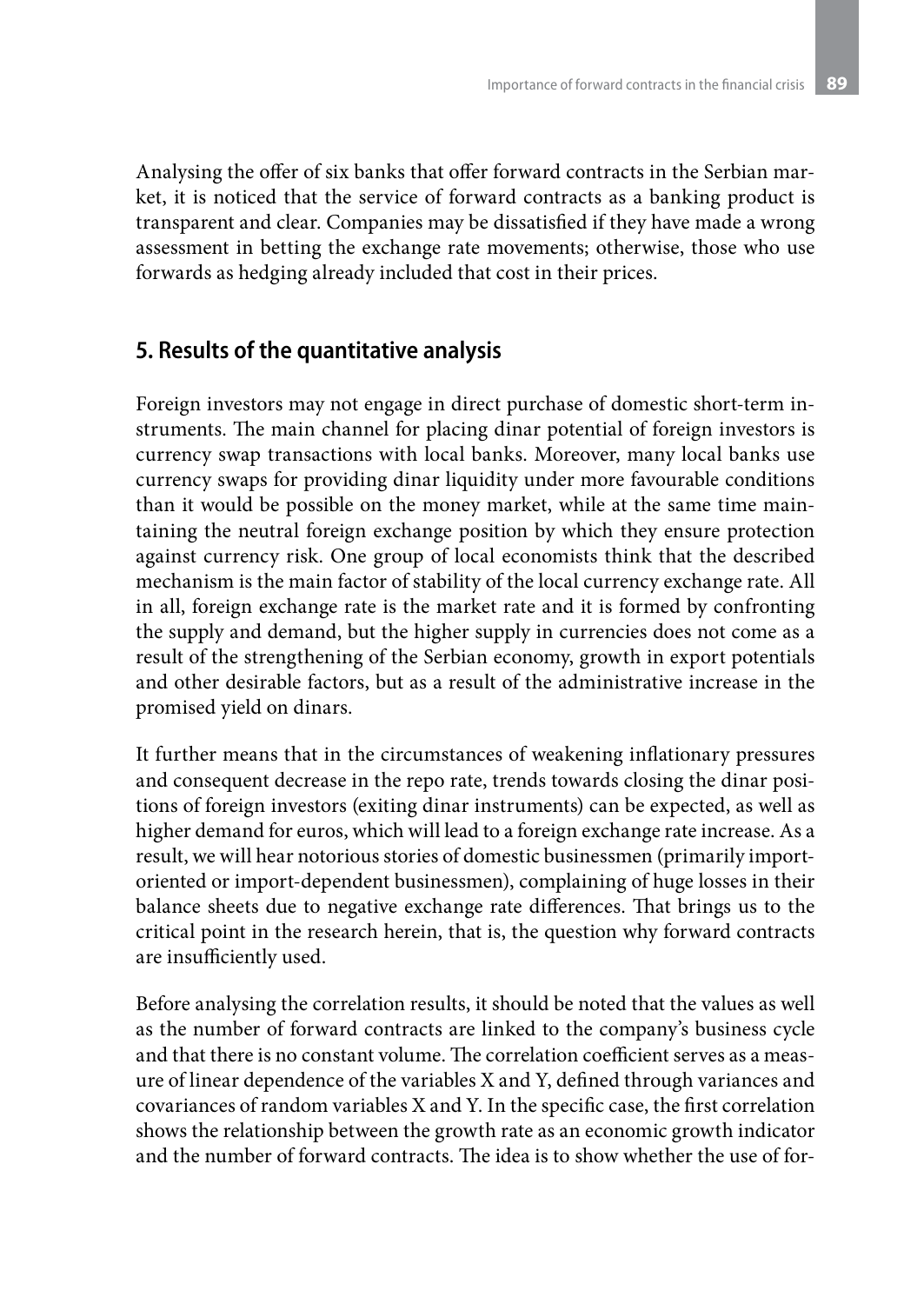Analysing the offer of six banks that offer forward contracts in the Serbian market, it is noticed that the service of forward contracts as a banking product is transparent and clear. Companies may be dissatisfied if they have made a wrong assessment in betting the exchange rate movements; otherwise, those who use forwards as hedging already included that cost in their prices.

## 5. Results of the quantitative analysis

Foreign investors may not engage in direct purchase of domestic short-term instruments. The main channel for placing dinar potential of foreign investors is currency swap transactions with local banks. Moreover, many local banks use currency swaps for providing dinar liquidity under more favourable conditions than it would be possible on the money market, while at the same time maintaining the neutral foreign exchange position by which they ensure protection against currency risk. One group of local economists think that the described mechanism is the main factor of stability of the local currency exchange rate. All in all, foreign exchange rate is the market rate and it is formed by confronting the supply and demand, but the higher supply in currencies does not come as a result of the strengthening of the Serbian economy, growth in export potentials and other desirable factors, but as a result of the administrative increase in the promised yield on dinars.

It further means that in the circumstances of weakening inflationary pressures and consequent decrease in the repo rate, trends towards closing the dinar positions of foreign investors (exiting dinar instruments) can be expected, as well as higher demand for euros, which will lead to a foreign exchange rate increase. As a result, we will hear notorious stories of domestic businessmen (primarily import-oriented or import-dependent businessmen), complaining of huge losses in their balance sheets due to negative exchange rate differences. That brings us to the critical point in the research herein, that is, the question why forward contracts are insufficiently used.

Before analysing the correlation results, it should be noted that the values as well as the number of forward contracts are linked to the company's business cycle and that there is no constant volume. The correlation coefficient serves as a measure of linear dependence of the variables X and Y, defined through variances and covariances of random variables X and Y. In the specific case, the first correlation shows the relationship between the growth rate as an economic growth indicator and the number of forward contracts. The idea is to show whether the use of for-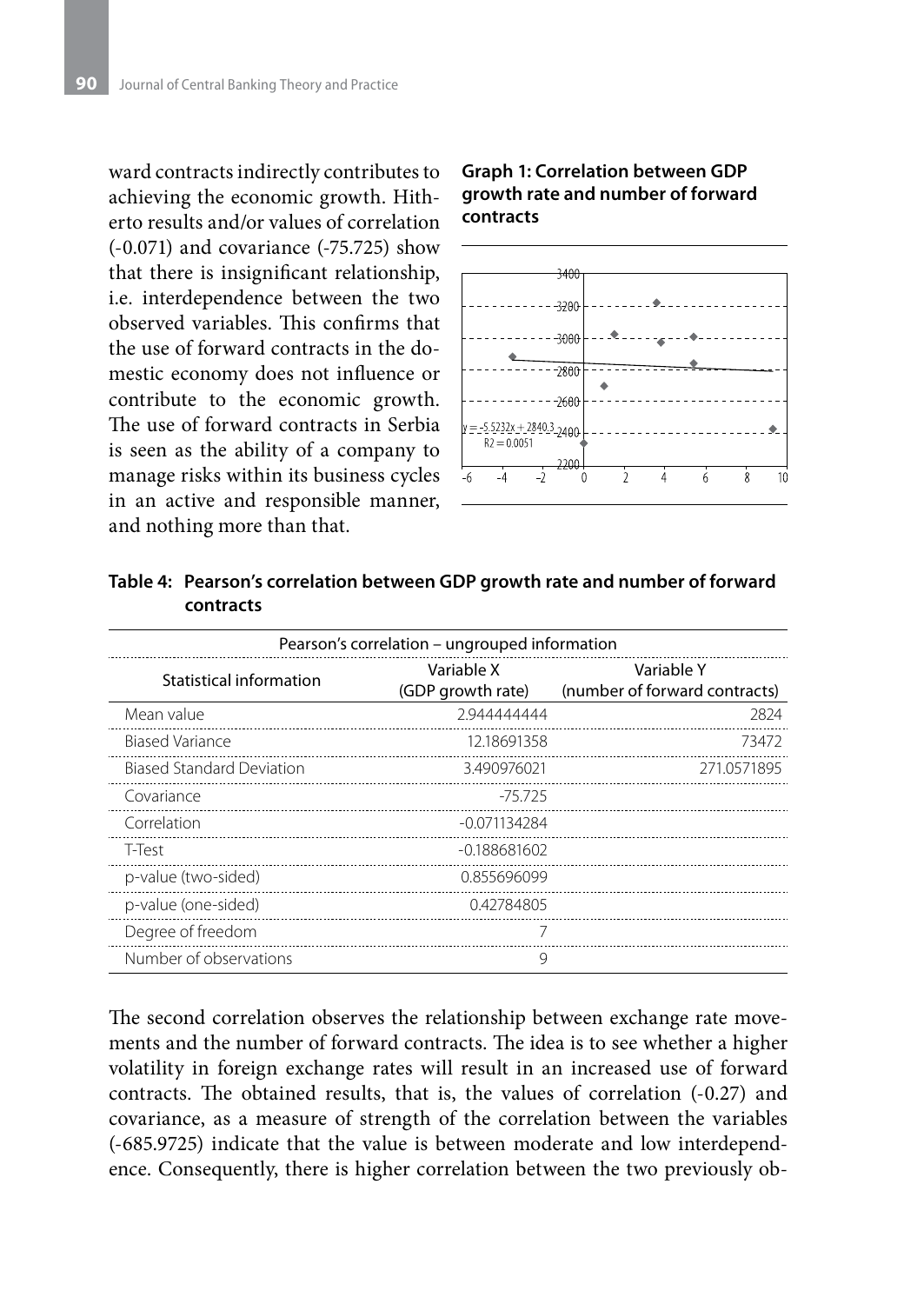ward contracts indirectly contributes to achieving the economic growth. Hitherto results and/or values of correlation (-0.071) and covariance (-75.725) show that there is insignificant relationship, i.e. interdependence between the two observed variables. This confirms that the use of forward contracts in the domestic economy does not influence or contribute to the economic growth. The use of forward contracts in Serbia is seen as the ability of a company to manage risks within its business cycles in an active and responsible manner, and nothing more than that.

**Graph 1: Correlation between GDP growth rate and number of forward contracts**

**Table 4: Pearson's correlation between GDP growth rate and number of forward contracts**

| Pearson's correlation – ungrouped information | | |
|---|---|---|
| Statistical information | Variable X (GDP growth rate) | Variable Y (number of forward contracts) |
| Mean value | 2.944444444 | 2824 |
| Biased Variance | 12.18691358 | 73472 |
| Biased Standard Deviation | 3.490976021 | 271.0571895 |
| Covariance | -75.725 | |
| Correlation | -0.071134284 | |
| T-Test | -0.188681602 | |
| p-value (two-sided) | 0.855696099 | |
| p-value (one-sided) | 0.42784805 | |
| Degree of freedom | 7 | |
| Number of observations | 9 | |

The second correlation observes the relationship between exchange rate movements and the number of forward contracts. The idea is to see whether a higher volatility in foreign exchange rates will result in an increased use of forward contracts. The obtained results, that is, the values of correlation (-0.27) and covariance, as a measure of strength of the correlation between the variables (-685.9725) indicate that the value is between moderate and low interdependence. Consequently, there is higher correlation between the two previously ob-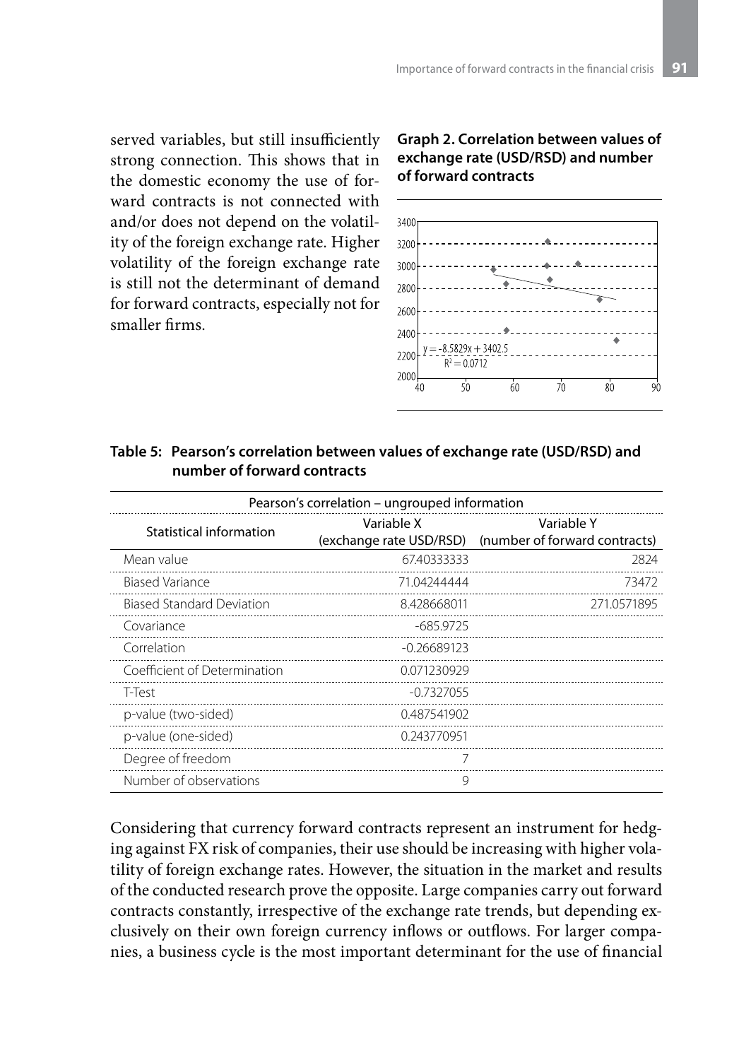served variables, but still insufficiently strong connection. This shows that in the domestic economy the use of forward contracts is not connected with and/or does not depend on the volatility of the foreign exchange rate. Higher volatility of the foreign exchange rate is still not the determinant of demand for forward contracts, especially not for smaller firms.

**Graph 2. Correlation between values of exchange rate (USD/RSD) and number of forward contracts**

$y = -8.5829x + 3402.5$

$R^2 = 0.0712$

**Table 5: Pearson's correlation between values of exchange rate (USD/RSD) and number of forward contracts**

| Pearson's correlation – ungrouped information | | |
|---|---|---|
| Statistical information | Variable X (exchange rate USD/RSD) | Variable Y (number of forward contracts) |
| Mean value | 67.40333333 | 2824 |
| Biased Variance | 71.04244444 | 73472 |
| Biased Standard Deviation | 8.428668011 | 271.0571895 |
| Covariance | -685.9725 | |
| Correlation | -0.26689123 | |
| Coefficient of Determination | 0.071230929 | |
| T-Test | -0.7327055 | |
| p-value (two-sided) | 0.487541902 | |
| p-value (one-sided) | 0.243770951 | |
| Degree of freedom | 7 | |
| Number of observations | 9 | |

Considering that currency forward contracts represent an instrument for hedging against FX risk of companies, their use should be increasing with higher volatility of foreign exchange rates. However, the situation in the market and results of the conducted research prove the opposite. Large companies carry out forward contracts constantly, irrespective of the exchange rate trends, but depending exclusively on their own foreign currency inflows or outflows. For larger companies, a business cycle is the most important determinant for the use of financial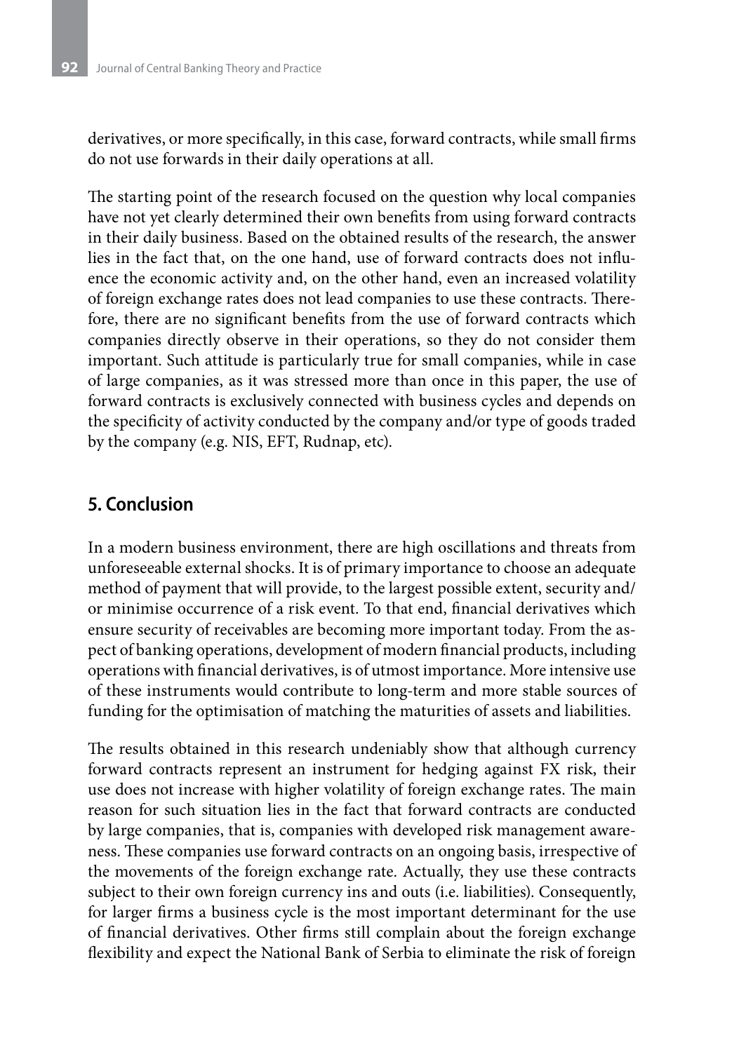derivatives, or more specifically, in this case, forward contracts, while small firms do not use forwards in their daily operations at all.

The starting point of the research focused on the question why local companies have not yet clearly determined their own benefits from using forward contracts in their daily business. Based on the obtained results of the research, the answer lies in the fact that, on the one hand, use of forward contracts does not influence the economic activity and, on the other hand, even an increased volatility of foreign exchange rates does not lead companies to use these contracts. Therefore, there are no significant benefits from the use of forward contracts which companies directly observe in their operations, so they do not consider them important. Such attitude is particularly true for small companies, while in case of large companies, as it was stressed more than once in this paper, the use of forward contracts is exclusively connected with business cycles and depends on the specificity of activity conducted by the company and/or type of goods traded by the company (e.g. NIS, EFT, Rudnap, etc).

## 5. Conclusion

In a modern business environment, there are high oscillations and threats from unforeseeable external shocks. It is of primary importance to choose an adequate method of payment that will provide, to the largest possible extent, security and/or minimise occurrence of a risk event. To that end, financial derivatives which ensure security of receivables are becoming more important today. From the aspect of banking operations, development of modern financial products, including operations with financial derivatives, is of utmost importance. More intensive use of these instruments would contribute to long-term and more stable sources of funding for the optimisation of matching the maturities of assets and liabilities.

The results obtained in this research undeniably show that although currency forward contracts represent an instrument for hedging against FX risk, their use does not increase with higher volatility of foreign exchange rates. The main reason for such situation lies in the fact that forward contracts are conducted by large companies, that is, companies with developed risk management awareness. These companies use forward contracts on an ongoing basis, irrespective of the movements of the foreign exchange rate. Actually, they use these contracts subject to their own foreign currency ins and outs (i.e. liabilities). Consequently, for larger firms a business cycle is the most important determinant for the use of financial derivatives. Other firms still complain about the foreign exchange flexibility and expect the National Bank of Serbia to eliminate the risk of foreign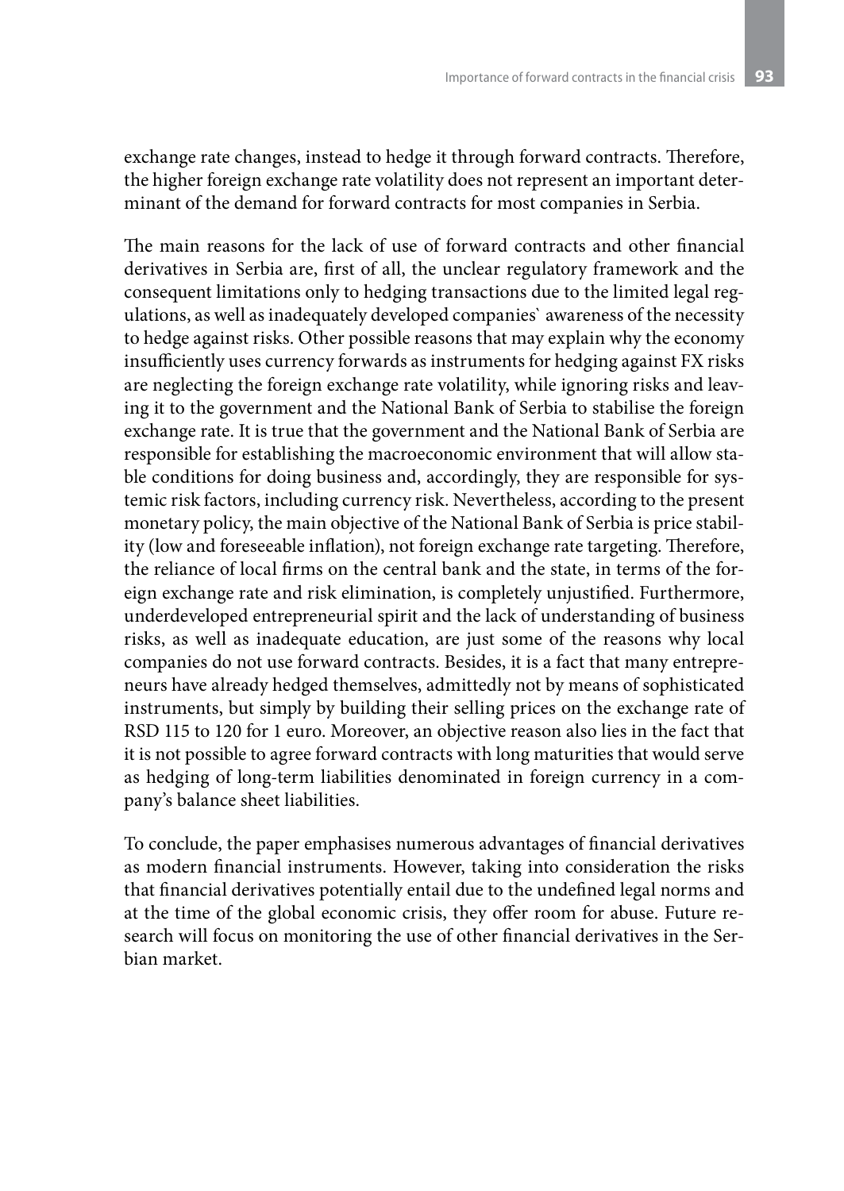exchange rate changes, instead to hedge it through forward contracts. Therefore, the higher foreign exchange rate volatility does not represent an important determinant of the demand for forward contracts for most companies in Serbia.

The main reasons for the lack of use of forward contracts and other financial derivatives in Serbia are, first of all, the unclear regulatory framework and the consequent limitations only to hedging transactions due to the limited legal regulations, as well as inadequately developed companies` awareness of the necessity to hedge against risks. Other possible reasons that may explain why the economy insufficiently uses currency forwards as instruments for hedging against FX risks are neglecting the foreign exchange rate volatility, while ignoring risks and leaving it to the government and the National Bank of Serbia to stabilise the foreign exchange rate. It is true that the government and the National Bank of Serbia are responsible for establishing the macroeconomic environment that will allow stable conditions for doing business and, accordingly, they are responsible for systemic risk factors, including currency risk. Nevertheless, according to the present monetary policy, the main objective of the National Bank of Serbia is price stability (low and foreseeable inflation), not foreign exchange rate targeting. Therefore, the reliance of local firms on the central bank and the state, in terms of the foreign exchange rate and risk elimination, is completely unjustified. Furthermore, underdeveloped entrepreneurial spirit and the lack of understanding of business risks, as well as inadequate education, are just some of the reasons why local companies do not use forward contracts. Besides, it is a fact that many entrepreneurs have already hedged themselves, admittedly not by means of sophisticated instruments, but simply by building their selling prices on the exchange rate of RSD 115 to 120 for 1 euro. Moreover, an objective reason also lies in the fact that it is not possible to agree forward contracts with long maturities that would serve as hedging of long-term liabilities denominated in foreign currency in a company's balance sheet liabilities.

To conclude, the paper emphasises numerous advantages of financial derivatives as modern financial instruments. However, taking into consideration the risks that financial derivatives potentially entail due to the undefined legal norms and at the time of the global economic crisis, they offer room for abuse. Future research will focus on monitoring the use of other financial derivatives in the Serbian market.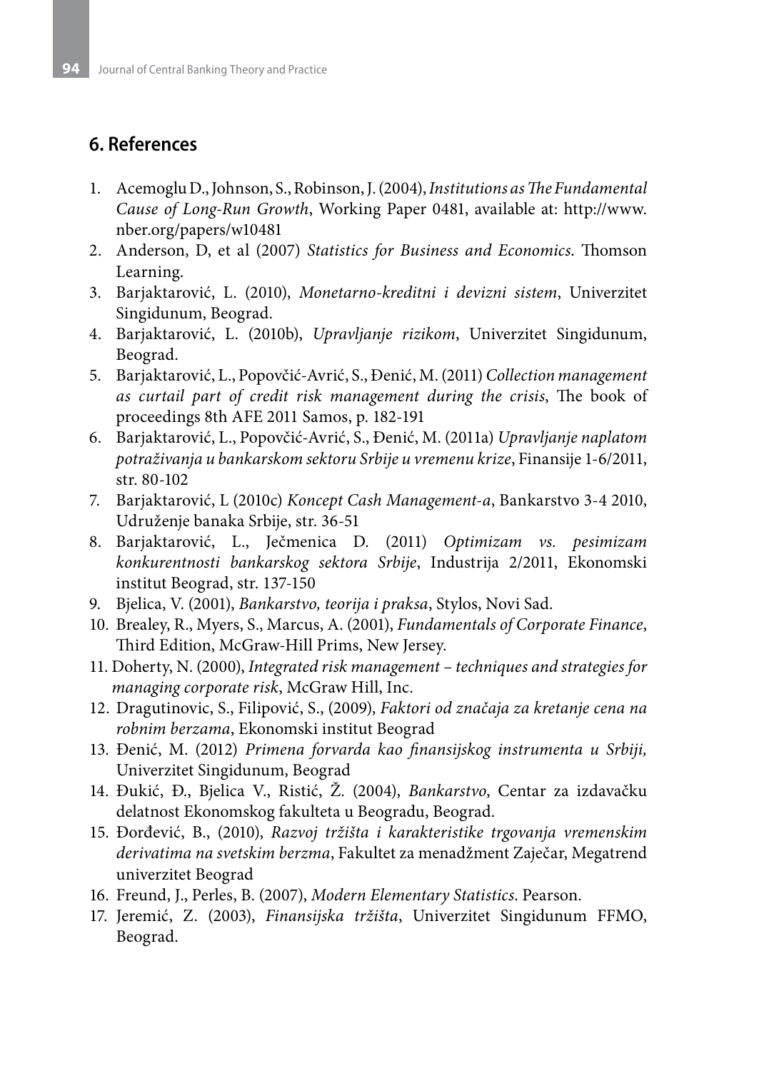## 6. References

1. Acemoglu D., Johnson, S., Robinson, J. (2004), *Institutions as The Fundamental Cause of Long-Run Growth*, Working Paper 0481, available at: http://www.nber.org/papers/w10481
2. Anderson, D, et al (2007) *Statistics for Business and Economics*. Thomson Learning.
3. Barjaktarović, L. (2010), *Monetarno-kreditni i devizni sistem*, Univerzitet Singidunum, Beograd.
4. Barjaktarović, L. (2010b), *Upravljanje rizikom*, Univerzitet Singidunum, Beograd.
5. Barjaktarović, L., Popovčić-Avrić, S., Đenić, M. (2011) *Collection management as curtail part of credit risk management during the crisis*, The book of proceedings 8th AFE 2011 Samos, p. 182-191
6. Barjaktarović, L., Popovčić-Avrić, S., Đenić, M. (2011a) *Upravljanje naplatom potraživanja u bankarskom sektoru Srbije u vremenu krize*, Finansije 1-6/2011, str. 80-102
7. Barjaktarović, L (2010c) *Koncept Cash Management-a*, Bankarstvo 3-4 2010, Udruženje banaka Srbije, str. 36-51
8. Barjaktarović, L., Ječmenica D. (2011) *Optimizam vs. pesimizam konkurentnosti bankarskog sektora Srbije*, Industrija 2/2011, Ekonomski institut Beograd, str. 137-150
9. Bjelica, V. (2001), *Bankarstvo, teorija i praksa*, Stylos, Novi Sad.
10. Brealey, R., Myers, S., Marcus, A. (2001), *Fundamentals of Corporate Finance*, Third Edition, McGraw-Hill Prims, New Jersey.
11. Doherty, N. (2000), *Integrated risk management – techniques and strategies for managing corporate risk*, McGraw Hill, Inc.
12. Dragutinovic, S., Filipović, S., (2009), *Faktori od značaja za kretanje cena na robnim berzama*, Ekonomski institut Beograd
13. Đenić, M. (2012) *Primena forvarda kao finansijskog instrumenta u Srbiji,* Univerzitet Singidunum, Beograd
14. Đukić, Đ., Bjelica V., Ristić, Ž. (2004), *Bankarstvo*, Centar za izdavačku delatnost Ekonomskog fakulteta u Beogradu, Beograd.
15. Đorđević, B., (2010), *Razvoj tržišta i karakteristike trgovanja vremenskim derivatima na svetskim berzma*, Fakultet za menadžment Zaječar, Megatrend univerzitet Beograd
16. Freund, J., Perles, B. (2007), *Modern Elementary Statistics*. Pearson.
17. Jeremić, Z. (2003), *Finansijska tržišta*, Univerzitet Singidunum FFMO, Beograd.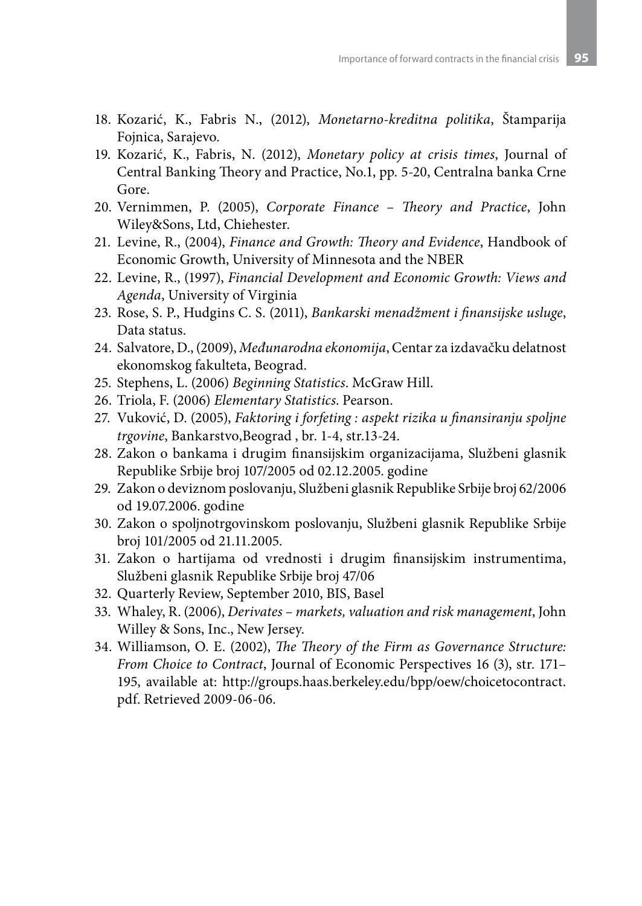18. Kozarić, K., Fabris N., (2012), *Monetarno-kreditna politika*, Štamparija Fojnica, Sarajevo.
19. Kozarić, K., Fabris, N. (2012), *Monetary policy at crisis times*, Journal of Central Banking Theory and Practice, No.1, pp. 5-20, Centralna banka Crne Gore.
20. Vernimmen, P. (2005), *Corporate Finance – Theory and Practice*, John Wiley&Sons, Ltd, Chiehester.
21. Levine, R., (2004), *Finance and Growth: Theory and Evidence*, Handbook of Economic Growth, University of Minnesota and the NBER
22. Levine, R., (1997), *Financial Development and Economic Growth: Views and Agenda*, University of Virginia
23. Rose, S. P., Hudgins C. S. (2011), *Bankarski menadžment i finansijske usluge*, Data status.
24. Salvatore, D., (2009), *Međunarodna ekonomija*, Centar za izdavačku delatnost ekonomskog fakulteta, Beograd.
25. Stephens, L. (2006) *Beginning Statistics*. McGraw Hill.
26. Triola, F. (2006) *Elementary Statistics*. Pearson.
27. Vuković, D. (2005), *Faktoring i forfeting : aspekt rizika u finansiranju spoljne trgovine*, Bankarstvo,Beograd , br. 1-4, str.13-24.
28. Zakon o bankama i drugim finansijskim organizacijama, Službeni glasnik Republike Srbije broj 107/2005 od 02.12.2005. godine
29. Zakon o deviznom poslovanju, Službeni glasnik Republike Srbije broj 62/2006 od 19.07.2006. godine
30. Zakon o spoljnotrgovinskom poslovanju, Službeni glasnik Republike Srbije broj 101/2005 od 21.11.2005.
31. Zakon o hartijama od vrednosti i drugim finansijskim instrumentima, Službeni glasnik Republike Srbije broj 47/06
32. Quarterly Review, September 2010, BIS, Basel
33. Whaley, R. (2006), *Derivates – markets, valuation and risk management*, John Willey & Sons, Inc., New Jersey.
34. Williamson, O. E. (2002), *The Theory of the Firm as Governance Structure: From Choice to Contract*, Journal of Economic Perspectives 16 (3), str. 171–195, available at: http://groups.haas.berkeley.edu/bpp/oew/choicetocontract.pdf. Retrieved 2009-06-06.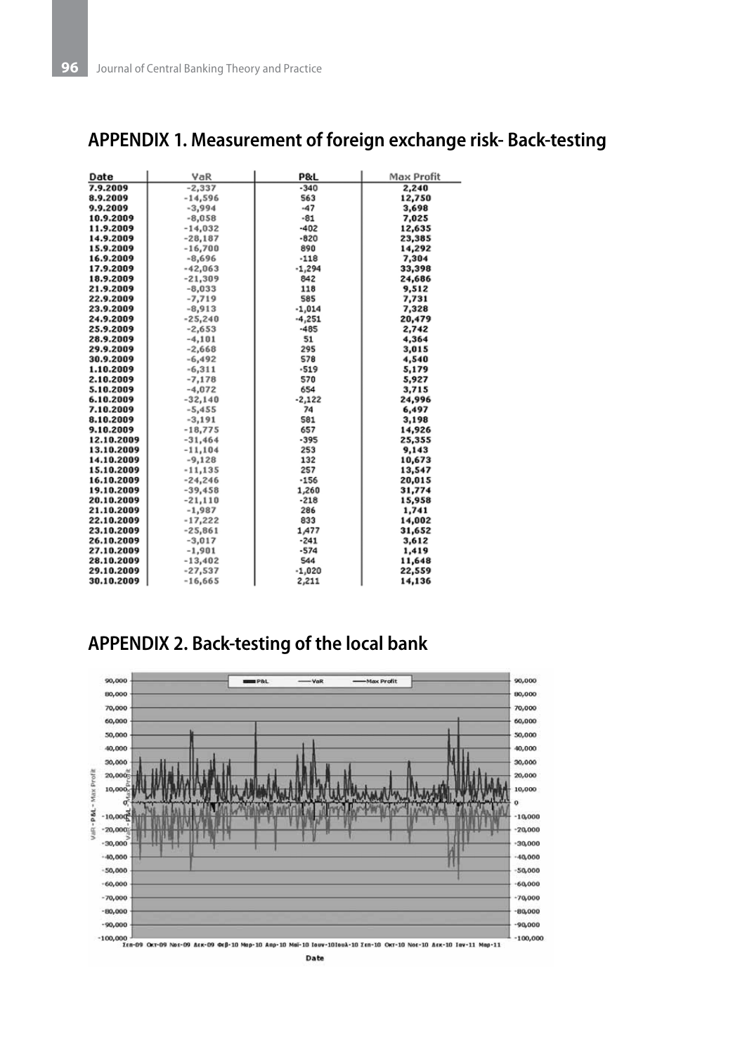## APPENDIX 1. Measurement of foreign exchange risk- Back-testing

| Date | VaR | P&L | Max Profit |
|---|---|---|---|
| 7.9.2009 | -2,337 | -340 | 2,240 |
| 8.9.2009 | -14,596 | 563 | 12,750 |
| 9.9.2009 | -3,994 | -47 | 3,698 |
| 10.9.2009 | -8,058 | -81 | 7,025 |
| 11.9.2009 | -14,032 | -402 | 12,635 |
| 14.9.2009 | -28,187 | -820 | 23,385 |
| 15.9.2009 | -16,700 | 890 | 14,292 |
| 16.9.2009 | -8,696 | -118 | 7,304 |
| 17.9.2009 | -42,063 | -1,294 | 33,398 |
| 18.9.2009 | -21,309 | 842 | 24,686 |
| 21.9.2009 | -8,033 | 118 | 9,512 |
| 22.9.2009 | -7,719 | 585 | 7,731 |
| 23.9.2009 | -8,913 | -1,014 | 7,328 |
| 24.9.2009 | -25,240 | -4,251 | 20,479 |
| 25.9.2009 | -2,653 | -485 | 2,742 |
| 28.9.2009 | -4,101 | 51 | 4,364 |
| 29.9.2009 | -2,668 | 295 | 3,015 |
| 30.9.2009 | -6,492 | 578 | 4,540 |
| 1.10.2009 | -6,311 | -519 | 5,179 |
| 2.10.2009 | -7,178 | 570 | 5,927 |
| 5.10.2009 | -4,072 | 654 | 3,715 |
| 6.10.2009 | -32,140 | -2,122 | 24,996 |
| 7.10.2009 | -5,455 | 74 | 6,497 |
| 8.10.2009 | -3,191 | 581 | 3,198 |
| 9.10.2009 | -18,775 | 657 | 14,926 |
| 12.10.2009 | -31,464 | -395 | 25,355 |
| 13.10.2009 | -11,104 | 253 | 9,143 |
| 14.10.2009 | -9,128 | 132 | 10,673 |
| 15.10.2009 | -11,135 | 257 | 13,547 |
| 16.10.2009 | -24,246 | -156 | 20,015 |
| 19.10.2009 | -39,458 | 1,260 | 31,774 |
| 20.10.2009 | -21,110 | -218 | 15,958 |
| 21.10.2009 | -1,987 | 286 | 1,741 |
| 22.10.2009 | -17,222 | 833 | 14,002 |
| 23.10.2009 | -25,861 | 1,477 | 31,652 |
| 26.10.2009 | -3,017 | -241 | 3,612 |
| 27.10.2009 | -1,901 | -574 | 1,419 |
| 28.10.2009 | -13,402 | 544 | 11,648 |
| 29.10.2009 | -27,537 | -1,020 | 22,559 |
| 30.10.2009 | -16,665 | 2,211 | 14,136 |

## APPENDIX 2. Back-testing of the local bank

P&L — VaR — Max Profit

VaR - P&L - Max Profit

90,000
80,000
70,000
60,000
50,000
40,000
30,000
20,000
10,000
0
-10,000
-20,000
-30,000
-40,000
-50,000
-60,000
-70,000
-80,000
-90,000
-100,000

Σεπ-09 Οκτ-09 Νοε-09 Δεκ-09 Φεβ-10 Μαρ-10 Απρ-10 Μαϊ-10 Ιουν-10 Ιουλ-10 Σεπ-10 Οκτ-10 Νοε-10 Δεκ-10 Ιαν-11 Μαρ-11

Date